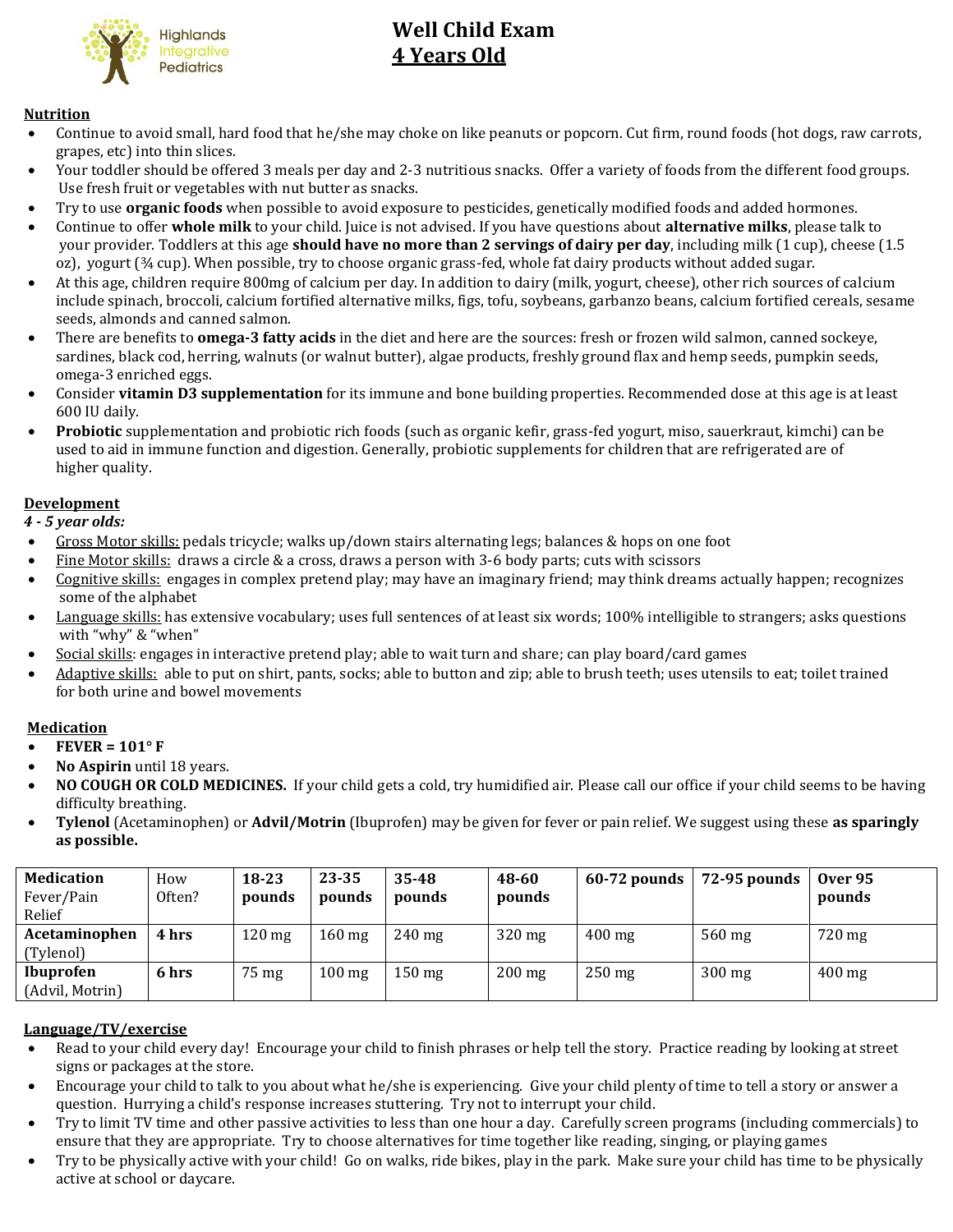Highlands Integrative Pediatrics

# Well Child Exam
## 4 Years Old

### Nutrition

- Continue to avoid small, hard food that he/she may choke on like peanuts or popcorn. Cut firm, round foods (hot dogs, raw carrots, grapes, etc) into thin slices.
- Your toddler should be offered 3 meals per day and 2-3 nutritious snacks. Offer a variety of foods from the different food groups. Use fresh fruit or vegetables with nut butter as snacks.
- Try to use **organic foods** when possible to avoid exposure to pesticides, genetically modified foods and added hormones.
- Continue to offer **whole milk** to your child. Juice is not advised. If you have questions about **alternative milks**, please talk to your provider. Toddlers at this age **should have no more than 2 servings of dairy per day**, including milk (1 cup), cheese (1.5 oz), yogurt (¾ cup). When possible, try to choose organic grass-fed, whole fat dairy products without added sugar.
- At this age, children require 800mg of calcium per day. In addition to dairy (milk, yogurt, cheese), other rich sources of calcium include spinach, broccoli, calcium fortified alternative milks, figs, tofu, soybeans, garbanzo beans, calcium fortified cereals, sesame seeds, almonds and canned salmon.
- There are benefits to **omega-3 fatty acids** in the diet and here are the sources: fresh or frozen wild salmon, canned sockeye, sardines, black cod, herring, walnuts (or walnut butter), algae products, freshly ground flax and hemp seeds, pumpkin seeds, omega-3 enriched eggs.
- Consider **vitamin D3 supplementation** for its immune and bone building properties. Recommended dose at this age is at least 600 IU daily.
- **Probiotic** supplementation and probiotic rich foods (such as organic kefir, grass-fed yogurt, miso, sauerkraut, kimchi) can be used to aid in immune function and digestion. Generally, probiotic supplements for children that are refrigerated are of higher quality.

### Development

*4 - 5 year olds:*

- Gross Motor skills: pedals tricycle; walks up/down stairs alternating legs; balances & hops on one foot
- Fine Motor skills: draws a circle & a cross, draws a person with 3-6 body parts; cuts with scissors
- Cognitive skills: engages in complex pretend play; may have an imaginary friend; may think dreams actually happen; recognizes some of the alphabet
- Language skills: has extensive vocabulary; uses full sentences of at least six words; 100% intelligible to strangers; asks questions with "why" & "when"
- Social skills: engages in interactive pretend play; able to wait turn and share; can play board/card games
- Adaptive skills: able to put on shirt, pants, socks; able to button and zip; able to brush teeth; uses utensils to eat; toilet trained for both urine and bowel movements

### Medication

- **FEVER = 101° F**
- **No Aspirin** until 18 years.
- **NO COUGH OR COLD MEDICINES.** If your child gets a cold, try humidified air. Please call our office if your child seems to be having difficulty breathing.
- **Tylenol** (Acetaminophen) or **Advil/Motrin** (Ibuprofen) may be given for fever or pain relief. We suggest using these **as sparingly as possible.**

| **Medication** Fever/Pain Relief | How Often? | **18-23 pounds** | **23-35 pounds** | **35-48 pounds** | **48-60 pounds** | **60-72 pounds** | **72-95 pounds** | **Over 95 pounds** |
|---|---|---|---|---|---|---|---|---|
| **Acetaminophen** (Tylenol) | **4 hrs** | 120 mg | 160 mg | 240 mg | 320 mg | 400 mg | 560 mg | 720 mg |
| **Ibuprofen** (Advil, Motrin) | **6 hrs** | 75 mg | 100 mg | 150 mg | 200 mg | 250 mg | 300 mg | 400 mg |

### Language/TV/exercise

- Read to your child every day! Encourage your child to finish phrases or help tell the story. Practice reading by looking at street signs or packages at the store.
- Encourage your child to talk to you about what he/she is experiencing. Give your child plenty of time to tell a story or answer a question. Hurrying a child's response increases stuttering. Try not to interrupt your child.
- Try to limit TV time and other passive activities to less than one hour a day. Carefully screen programs (including commercials) to ensure that they are appropriate. Try to choose alternatives for time together like reading, singing, or playing games
- Try to be physically active with your child! Go on walks, ride bikes, play in the park. Make sure your child has time to be physically active at school or daycare.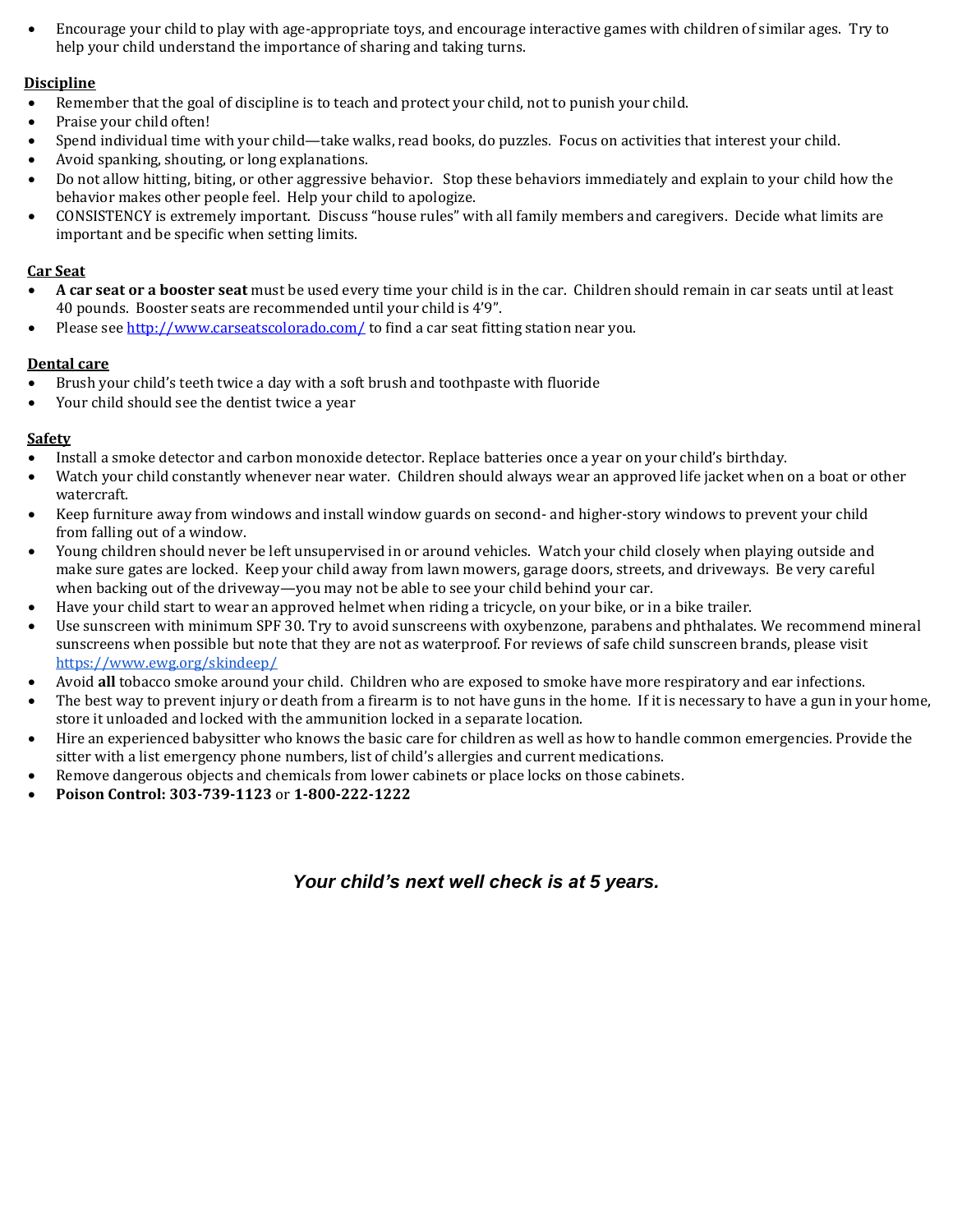- Encourage your child to play with age-appropriate toys, and encourage interactive games with children of similar ages. Try to help your child understand the importance of sharing and taking turns.

**Discipline**

- Remember that the goal of discipline is to teach and protect your child, not to punish your child.
- Praise your child often!
- Spend individual time with your child—take walks, read books, do puzzles. Focus on activities that interest your child.
- Avoid spanking, shouting, or long explanations.
- Do not allow hitting, biting, or other aggressive behavior. Stop these behaviors immediately and explain to your child how the behavior makes other people feel. Help your child to apologize.
- CONSISTENCY is extremely important. Discuss "house rules" with all family members and caregivers. Decide what limits are important and be specific when setting limits.

**Car Seat**

- **A car seat or a booster seat** must be used every time your child is in the car. Children should remain in car seats until at least 40 pounds. Booster seats are recommended until your child is 4'9".
- Please see http://www.carseatscolorado.com/ to find a car seat fitting station near you.

**Dental care**

- Brush your child's teeth twice a day with a soft brush and toothpaste with fluoride
- Your child should see the dentist twice a year

**Safety**

- Install a smoke detector and carbon monoxide detector. Replace batteries once a year on your child's birthday.
- Watch your child constantly whenever near water. Children should always wear an approved life jacket when on a boat or other watercraft.
- Keep furniture away from windows and install window guards on second- and higher-story windows to prevent your child from falling out of a window.
- Young children should never be left unsupervised in or around vehicles. Watch your child closely when playing outside and make sure gates are locked. Keep your child away from lawn mowers, garage doors, streets, and driveways. Be very careful when backing out of the driveway—you may not be able to see your child behind your car.
- Have your child start to wear an approved helmet when riding a tricycle, on your bike, or in a bike trailer.
- Use sunscreen with minimum SPF 30. Try to avoid sunscreens with oxybenzone, parabens and phthalates. We recommend mineral sunscreens when possible but note that they are not as waterproof. For reviews of safe child sunscreen brands, please visit https://www.ewg.org/skindeep/
- Avoid **all** tobacco smoke around your child. Children who are exposed to smoke have more respiratory and ear infections.
- The best way to prevent injury or death from a firearm is to not have guns in the home. If it is necessary to have a gun in your home, store it unloaded and locked with the ammunition locked in a separate location.
- Hire an experienced babysitter who knows the basic care for children as well as how to handle common emergencies. Provide the sitter with a list emergency phone numbers, list of child's allergies and current medications.
- Remove dangerous objects and chemicals from lower cabinets or place locks on those cabinets.
- **Poison Control: 303-739-1123** or **1-800-222-1222**

***Your child's next well check is at 5 years.***